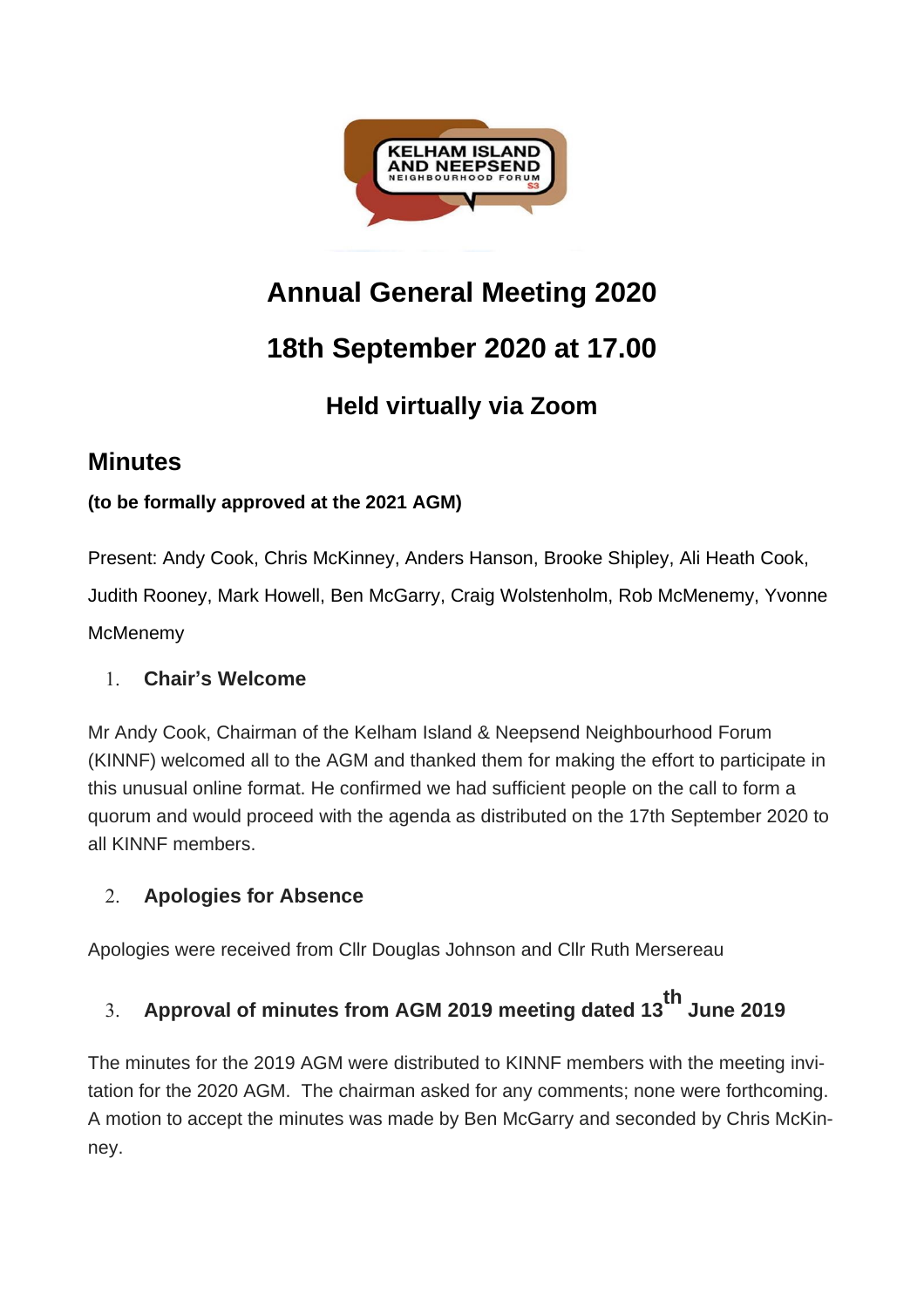# Annual General Meeting 2020

# 18th September 2020 at 17.00

## Held virtually via Zoom

## Minutes

**(to be formally approved at the 2021 AGM)**

Present: Andy Cook, Chris McKinney, Anders Hanson, Brooke Shipley, Ali Heath Cook, Judith Rooney, Mark Howell, Ben McGarry, Craig Wolstenholm, Rob McMenemy, Yvonne McMenemy

1. **Chair's Welcome**

Mr Andy Cook, Chairman of the Kelham Island & Neepsend Neighbourhood Forum (KINNF) welcomed all to the AGM and thanked them for making the effort to participate in this unusual online format. He confirmed we had sufficient people on the call to form a quorum and would proceed with the agenda as distributed on the 17th September 2020 to all KINNF members.

2. **Apologies for Absence**

Apologies were received from Cllr Douglas Johnson and Cllr Ruth Mersereau

3. **Approval of minutes from AGM 2019 meeting dated 13th June 2019**

The minutes for the 2019 AGM were distributed to KINNF members with the meeting invitation for the 2020 AGM. The chairman asked for any comments; none were forthcoming. A motion to accept the minutes was made by Ben McGarry and seconded by Chris McKinney.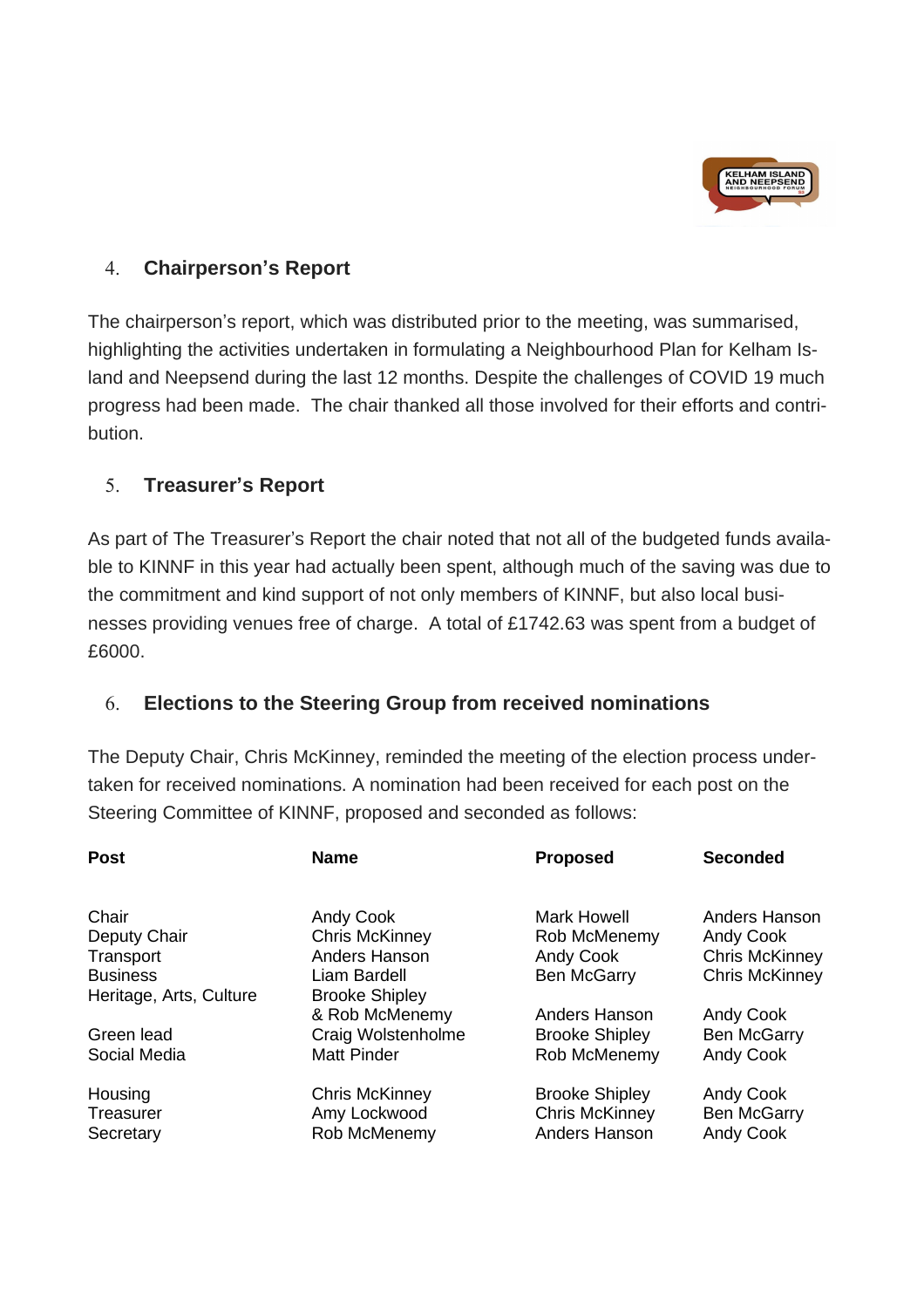## 4. Chairperson's Report

The chairperson's report, which was distributed prior to the meeting, was summarised, highlighting the activities undertaken in formulating a Neighbourhood Plan for Kelham Island and Neepsend during the last 12 months. Despite the challenges of COVID 19 much progress had been made. The chair thanked all those involved for their efforts and contribution.

## 5. Treasurer's Report

As part of The Treasurer's Report the chair noted that not all of the budgeted funds available to KINNF in this year had actually been spent, although much of the saving was due to the commitment and kind support of not only members of KINNF, but also local businesses providing venues free of charge. A total of £1742.63 was spent from a budget of £6000.

## 6. Elections to the Steering Group from received nominations

The Deputy Chair, Chris McKinney, reminded the meeting of the election process undertaken for received nominations. A nomination had been received for each post on the Steering Committee of KINNF, proposed and seconded as follows:

| Post | Name | Proposed | Seconded |
|---|---|---|---|
| Chair | Andy Cook | Mark Howell | Anders Hanson |
| Deputy Chair | Chris McKinney | Rob McMenemy | Andy Cook |
| Transport | Anders Hanson | Andy Cook | Chris McKinney |
| Business | Liam Bardell | Ben McGarry | Chris McKinney |
| Heritage, Arts, Culture | Brooke Shipley & Rob McMenemy | Anders Hanson | Andy Cook |
| Green lead | Craig Wolstenholme | Brooke Shipley | Ben McGarry |
| Social Media | Matt Pinder | Rob McMenemy | Andy Cook |
| Housing | Chris McKinney | Brooke Shipley | Andy Cook |
| Treasurer | Amy Lockwood | Chris McKinney | Ben McGarry |
| Secretary | Rob McMenemy | Anders Hanson | Andy Cook |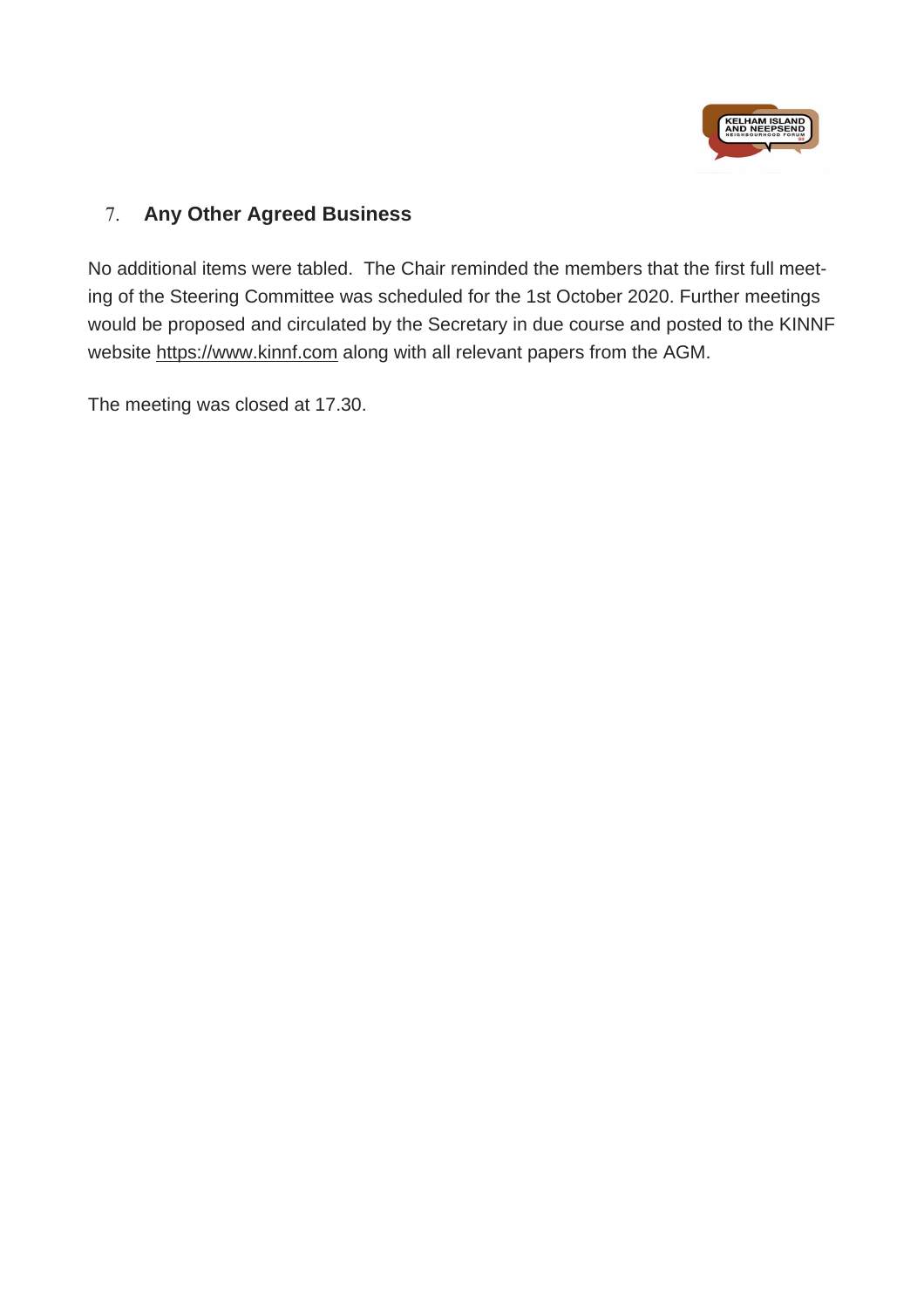## 7. Any Other Agreed Business

No additional items were tabled. The Chair reminded the members that the first full meeting of the Steering Committee was scheduled for the 1st October 2020. Further meetings would be proposed and circulated by the Secretary in due course and posted to the KINNF website https://www.kinnf.com along with all relevant papers from the AGM.

The meeting was closed at 17.30.